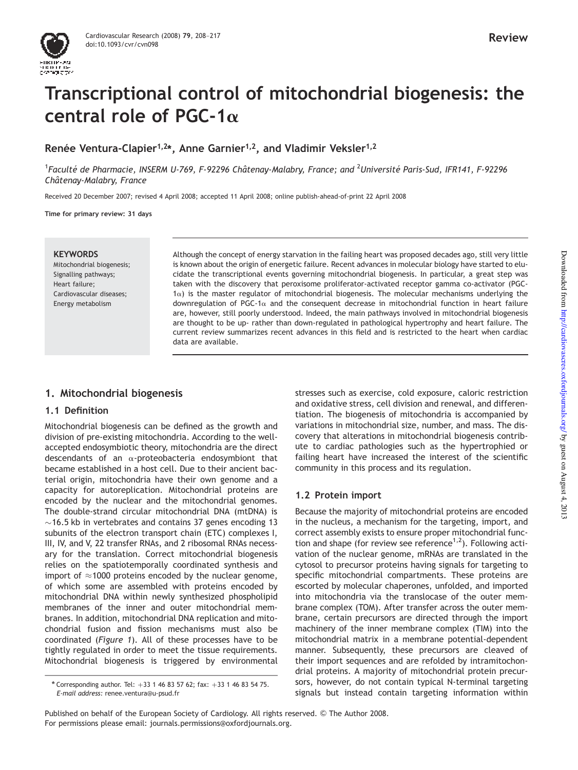Review

# Transcriptional control of mitochondrial biogenesis: the central role of PGC-1α

**Renée Ventura-Clapier[1,2*], Anne Garnier[1,2], and Vladimir Veksler[1,2]**

[1]*Faculté de Pharmacie, INSERM U-769, F-92296 Châtenay-Malabry, France; and* [2]*Université Paris-Sud, IFR141, F-92296 Châtenay-Malabry, France*

Received 20 December 2007; revised 4 April 2008; accepted 11 April 2008; online publish-ahead-of-print 22 April 2008

**Time for primary review: 31 days**

**KEYWORDS**
Mitochondrial biogenesis;
Signalling pathways;
Heart failure;
Cardiovascular diseases;
Energy metabolism

Although the concept of energy starvation in the failing heart was proposed decades ago, still very little is known about the origin of energetic failure. Recent advances in molecular biology have started to elucidate the transcriptional events governing mitochondrial biogenesis. In particular, a great step was taken with the discovery that peroxisome proliferator-activated receptor gamma co-activator (PGC-1α) is the master regulator of mitochondrial biogenesis. The molecular mechanisms underlying the downregulation of PGC-1α and the consequent decrease in mitochondrial function in heart failure are, however, still poorly understood. Indeed, the main pathways involved in mitochondrial biogenesis are thought to be up- rather than down-regulated in pathological hypertrophy and heart failure. The current review summarizes recent advances in this field and is restricted to the heart when cardiac data are available.

## 1. Mitochondrial biogenesis

### 1.1 Definition

Mitochondrial biogenesis can be defined as the growth and division of pre-existing mitochondria. According to the well-accepted endosymbiotic theory, mitochondria are the direct descendants of an α-proteobacteria endosymbiont that became established in a host cell. Due to their ancient bacterial origin, mitochondria have their own genome and a capacity for autoreplication. Mitochondrial proteins are encoded by the nuclear and the mitochondrial genomes. The double-strand circular mitochondrial DNA (mtDNA) is ~16.5 kb in vertebrates and contains 37 genes encoding 13 subunits of the electron transport chain (ETC) complexes I, III, IV, and V, 22 transfer RNAs, and 2 ribosomal RNAs necessary for the translation. Correct mitochondrial biogenesis relies on the spatiotemporally coordinated synthesis and import of ≈1000 proteins encoded by the nuclear genome, of which some are assembled with proteins encoded by mitochondrial DNA within newly synthesized phospholipid membranes of the inner and outer mitochondrial membranes. In addition, mitochondrial DNA replication and mitochondrial fusion and fission mechanisms must also be coordinated (*Figure 1*). All of these processes have to be tightly regulated in order to meet the tissue requirements. Mitochondrial biogenesis is triggered by environmental stresses such as exercise, cold exposure, caloric restriction and oxidative stress, cell division and renewal, and differentiation. The biogenesis of mitochondria is accompanied by variations in mitochondrial size, number, and mass. The discovery that alterations in mitochondrial biogenesis contribute to cardiac pathologies such as the hypertrophied or failing heart have increased the interest of the scientific community in this process and its regulation.

### 1.2 Protein import

Because the majority of mitochondrial proteins are encoded in the nucleus, a mechanism for the targeting, import, and correct assembly exists to ensure proper mitochondrial function and shape (for review see reference[1,2]). Following activation of the nuclear genome, mRNAs are translated in the cytosol to precursor proteins having signals for targeting to specific mitochondrial compartments. These proteins are escorted by molecular chaperones, unfolded, and imported into mitochondria via the translocase of the outer membrane complex (TOM). After transfer across the outer membrane, certain precursors are directed through the import machinery of the inner membrane complex (TIM) into the mitochondrial matrix in a membrane potential-dependent manner. Subsequently, these precursors are cleaved of their import sequences and are refolded by intramitochondrial proteins. A majority of mitochondrial protein precursors, however, do not contain typical N-terminal targeting signals but instead contain targeting information within

\* Corresponding author. Tel: +33 1 46 83 57 62; fax: +33 1 46 83 54 75.
*E-mail address:* renee.ventura@u-psud.fr

Published on behalf of the European Society of Cardiology. All rights reserved. © The Author 2008.
For permissions please email: journals.permissions@oxfordjournals.org.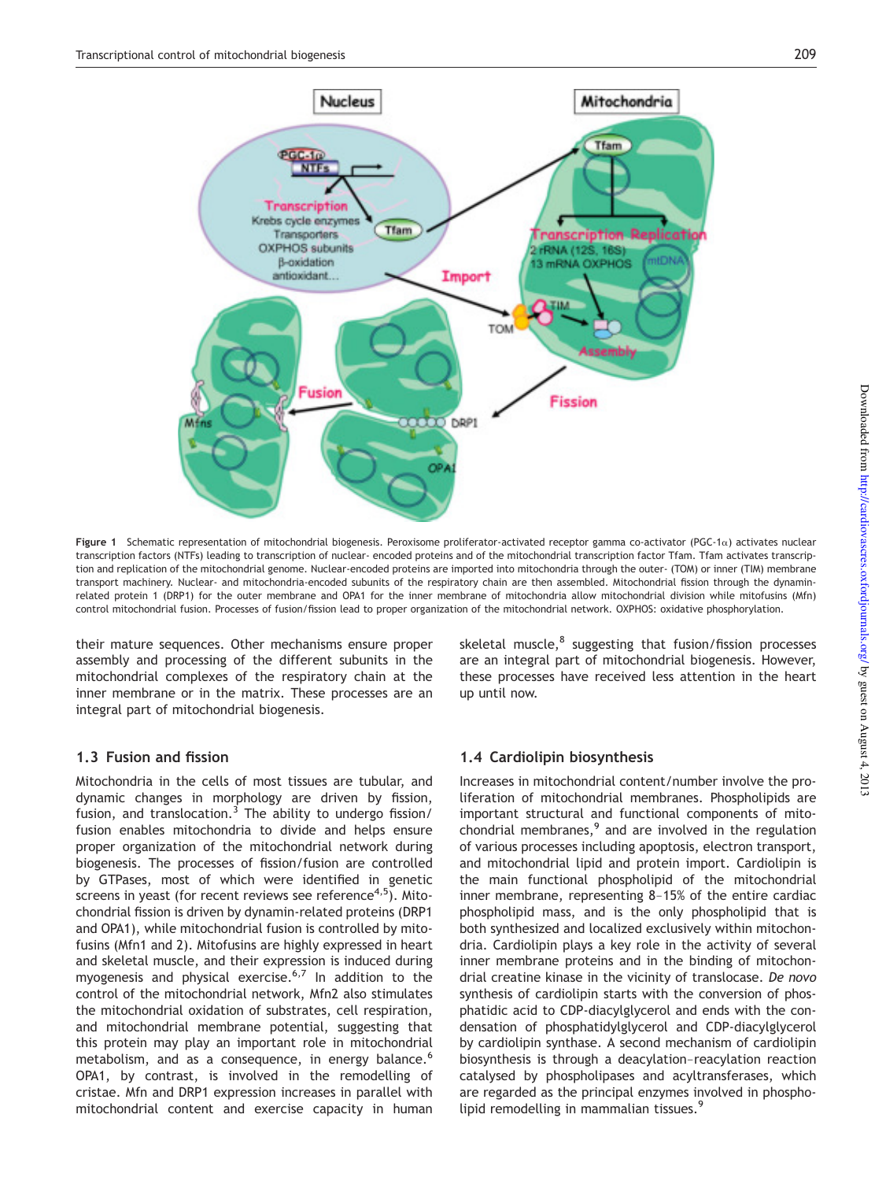**Figure 1** Schematic representation of mitochondrial biogenesis. Peroxisome proliferator-activated receptor gamma co-activator (PGC-1$\alpha$) activates nuclear transcription factors (NTFs) leading to transcription of nuclear- encoded proteins and of the mitochondrial transcription factor Tfam. Tfam activates transcription and replication of the mitochondrial genome. Nuclear-encoded proteins are imported into mitochondria through the outer- (TOM) or inner (TIM) membrane transport machinery. Nuclear- and mitochondria-encoded subunits of the respiratory chain are then assembled. Mitochondrial fission through the dynamin-related protein 1 (DRP1) for the outer membrane and OPA1 for the inner membrane of mitochondria allow mitochondrial division while mitofusins (Mfn) control mitochondrial fusion. Processes of fusion/fission lead to proper organization of the mitochondrial network. OXPHOS: oxidative phosphorylation.

their mature sequences. Other mechanisms ensure proper assembly and processing of the different subunits in the mitochondrial complexes of the respiratory chain at the inner membrane or in the matrix. These processes are an integral part of mitochondrial biogenesis.

### 1.3 Fusion and fission

Mitochondria in the cells of most tissues are tubular, and dynamic changes in morphology are driven by fission, fusion, and translocation.[3] The ability to undergo fission/fusion enables mitochondria to divide and helps ensure proper organization of the mitochondrial network during biogenesis. The processes of fission/fusion are controlled by GTPases, most of which were identified in genetic screens in yeast (for recent reviews see reference[4,5]). Mitochondrial fission is driven by dynamin-related proteins (DRP1 and OPA1), while mitochondrial fusion is controlled by mitofusins (Mfn1 and 2). Mitofusins are highly expressed in heart and skeletal muscle, and their expression is induced during myogenesis and physical exercise.[6,7] In addition to the control of the mitochondrial network, Mfn2 also stimulates the mitochondrial oxidation of substrates, cell respiration, and mitochondrial membrane potential, suggesting that this protein may play an important role in mitochondrial metabolism, and as a consequence, in energy balance.[6] OPA1, by contrast, is involved in the remodelling of cristae. Mfn and DRP1 expression increases in parallel with mitochondrial content and exercise capacity in human skeletal muscle,[8] suggesting that fusion/fission processes are an integral part of mitochondrial biogenesis. However, these processes have received less attention in the heart up until now.

### 1.4 Cardiolipin biosynthesis

Increases in mitochondrial content/number involve the proliferation of mitochondrial membranes. Phospholipids are important structural and functional components of mitochondrial membranes,[9] and are involved in the regulation of various processes including apoptosis, electron transport, and mitochondrial lipid and protein import. Cardiolipin is the main functional phospholipid of the mitochondrial inner membrane, representing 8–15% of the entire cardiac phospholipid mass, and is the only phospholipid that is both synthesized and localized exclusively within mitochondria. Cardiolipin plays a key role in the activity of several inner membrane proteins and in the binding of mitochondrial creatine kinase in the vicinity of translocase. *De novo* synthesis of cardiolipin starts with the conversion of phosphatidic acid to CDP-diacylglycerol and ends with the condensation of phosphatidylglycerol and CDP-diacylglycerol by cardiolipin synthase. A second mechanism of cardiolipin biosynthesis is through a deacylation–reacylation reaction catalysed by phospholipases and acyltransferases, which are regarded as the principal enzymes involved in phospholipid remodelling in mammalian tissues.[9]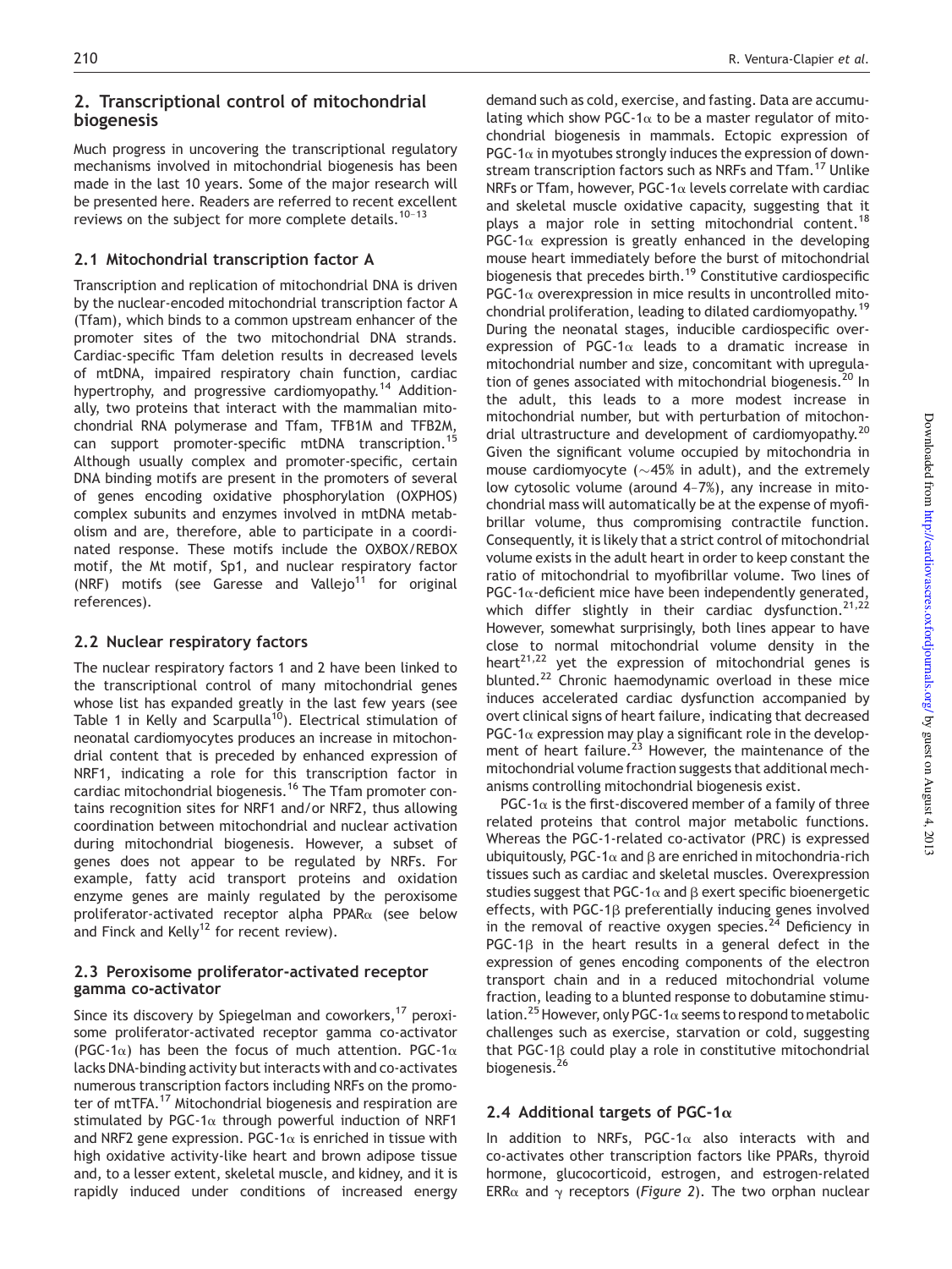## 2. Transcriptional control of mitochondrial biogenesis

Much progress in uncovering the transcriptional regulatory mechanisms involved in mitochondrial biogenesis has been made in the last 10 years. Some of the major research will be presented here. Readers are referred to recent excellent reviews on the subject for more complete details.[10–13]

### 2.1 Mitochondrial transcription factor A

Transcription and replication of mitochondrial DNA is driven by the nuclear-encoded mitochondrial transcription factor A (Tfam), which binds to a common upstream enhancer of the promoter sites of the two mitochondrial DNA strands. Cardiac-specific Tfam deletion results in decreased levels of mtDNA, impaired respiratory chain function, cardiac hypertrophy, and progressive cardiomyopathy.[14] Additionally, two proteins that interact with the mammalian mitochondrial RNA polymerase and Tfam, TFB1M and TFB2M, can support promoter-specific mtDNA transcription.[15] Although usually complex and promoter-specific, certain DNA binding motifs are present in the promoters of several of genes encoding oxidative phosphorylation (OXPHOS) complex subunits and enzymes involved in mtDNA metabolism and are, therefore, able to participate in a coordinated response. These motifs include the OXBOX/REBOX motif, the Mt motif, Sp1, and nuclear respiratory factor (NRF) motifs (see Garesse and Vallejo[11] for original references).

### 2.2 Nuclear respiratory factors

The nuclear respiratory factors 1 and 2 have been linked to the transcriptional control of many mitochondrial genes whose list has expanded greatly in the last few years (see Table 1 in Kelly and Scarpulla[10]). Electrical stimulation of neonatal cardiomyocytes produces an increase in mitochondrial content that is preceded by enhanced expression of NRF1, indicating a role for this transcription factor in cardiac mitochondrial biogenesis.[16] The Tfam promoter contains recognition sites for NRF1 and/or NRF2, thus allowing coordination between mitochondrial and nuclear activation during mitochondrial biogenesis. However, a subset of genes does not appear to be regulated by NRFs. For example, fatty acid transport proteins and oxidation enzyme genes are mainly regulated by the peroxisome proliferator-activated receptor alpha PPARα (see below and Finck and Kelly[12] for recent review).

### 2.3 Peroxisome proliferator-activated receptor gamma co-activator

Since its discovery by Spiegelman and coworkers,[17] peroxisome proliferator-activated receptor gamma co-activator (PGC-1α) has been the focus of much attention. PGC-1α lacks DNA-binding activity but interacts with and co-activates numerous transcription factors including NRFs on the promoter of mtTFA.[17] Mitochondrial biogenesis and respiration are stimulated by PGC-1α through powerful induction of NRF1 and NRF2 gene expression. PGC-1α is enriched in tissue with high oxidative activity-like heart and brown adipose tissue and, to a lesser extent, skeletal muscle, and kidney, and it is rapidly induced under conditions of increased energy demand such as cold, exercise, and fasting. Data are accumulating which show PGC-1α to be a master regulator of mitochondrial biogenesis in mammals. Ectopic expression of PGC-1α in myotubes strongly induces the expression of downstream transcription factors such as NRFs and Tfam.[17] Unlike NRFs or Tfam, however, PGC-1α levels correlate with cardiac and skeletal muscle oxidative capacity, suggesting that it plays a major role in setting mitochondrial content.[18] PGC-1α expression is greatly enhanced in the developing mouse heart immediately before the burst of mitochondrial biogenesis that precedes birth.[19] Constitutive cardiospecific PGC-1α overexpression in mice results in uncontrolled mitochondrial proliferation, leading to dilated cardiomyopathy.[19] During the neonatal stages, inducible cardiospecific overexpression of PGC-1α leads to a dramatic increase in mitochondrial number and size, concomitant with upregulation of genes associated with mitochondrial biogenesis.[20] In the adult, this leads to a more modest increase in mitochondrial number, but with perturbation of mitochondrial ultrastructure and development of cardiomyopathy.[20] Given the significant volume occupied by mitochondria in mouse cardiomyocyte (~45% in adult), and the extremely low cytosolic volume (around 4–7%), any increase in mitochondrial mass will automatically be at the expense of myofibrillar volume, thus compromising contractile function. Consequently, it is likely that a strict control of mitochondrial volume exists in the adult heart in order to keep constant the ratio of mitochondrial to myofibrillar volume. Two lines of PGC-1α-deficient mice have been independently generated, which differ slightly in their cardiac dysfunction.[21,22] However, somewhat surprisingly, both lines appear to have close to normal mitochondrial volume density in the heart[21,22] yet the expression of mitochondrial genes is blunted.[22] Chronic haemodynamic overload in these mice induces accelerated cardiac dysfunction accompanied by overt clinical signs of heart failure, indicating that decreased PGC-1α expression may play a significant role in the development of heart failure.[23] However, the maintenance of the mitochondrial volume fraction suggests that additional mechanisms controlling mitochondrial biogenesis exist.

PGC-1α is the first-discovered member of a family of three related proteins that control major metabolic functions. Whereas the PGC-1-related co-activator (PRC) is expressed ubiquitously, PGC-1α and β are enriched in mitochondria-rich tissues such as cardiac and skeletal muscles. Overexpression studies suggest that PGC-1α and β exert specific bioenergetic effects, with PGC-1β preferentially inducing genes involved in the removal of reactive oxygen species.[24] Deficiency in PGC-1β in the heart results in a general defect in the expression of genes encoding components of the electron transport chain and in a reduced mitochondrial volume fraction, leading to a blunted response to dobutamine stimulation.[25] However, only PGC-1α seems to respond to metabolic challenges such as exercise, starvation or cold, suggesting that PGC-1β could play a role in constitutive mitochondrial biogenesis.[26]

### 2.4 Additional targets of PGC-1α

In addition to NRFs, PGC-1α also interacts with and co-activates other transcription factors like PPARs, thyroid hormone, glucocorticoid, estrogen, and estrogen-related ERRα and γ receptors (*Figure 2*). The two orphan nuclear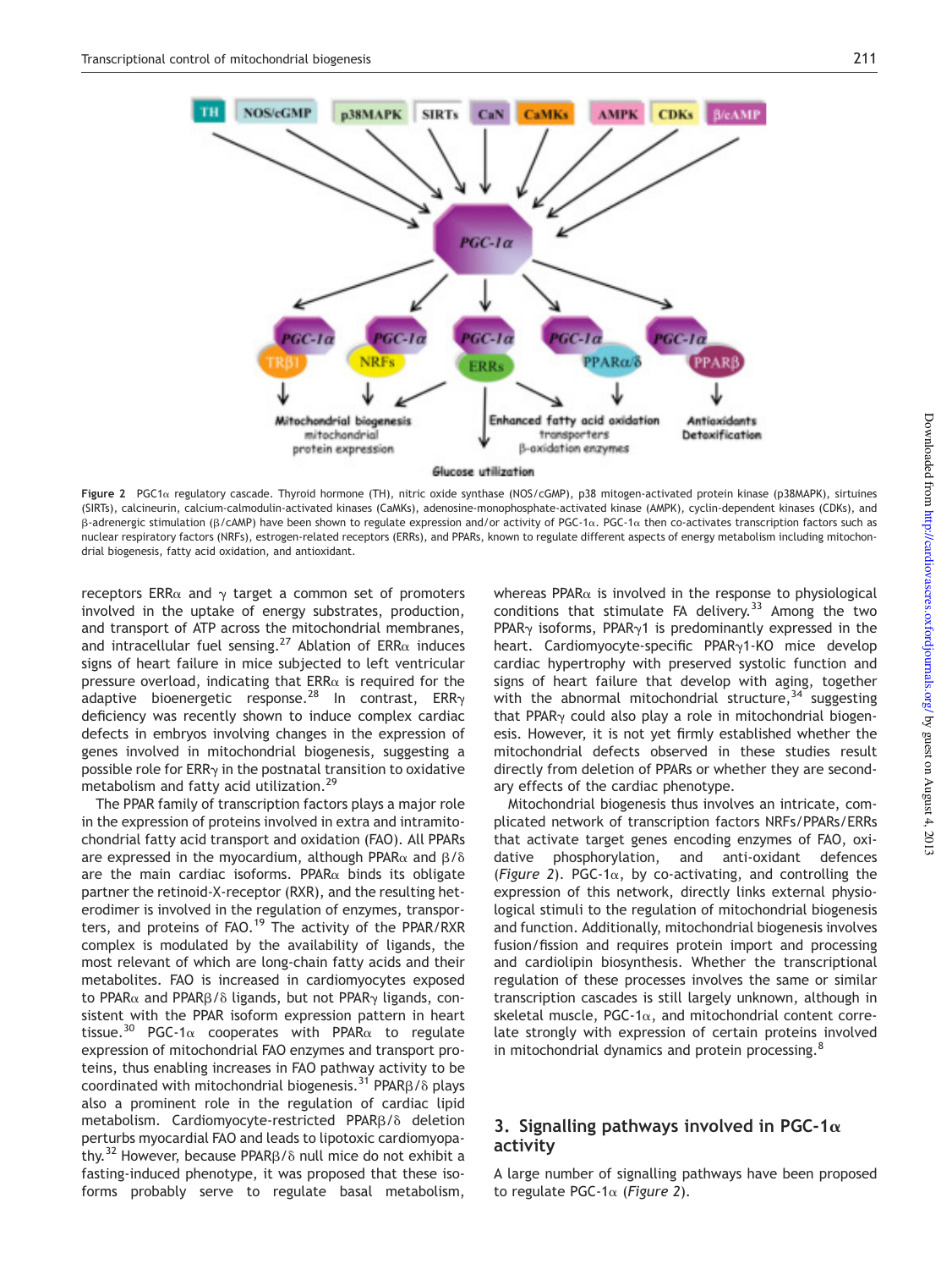**Figure 2** PGC1α regulatory cascade. Thyroid hormone (TH), nitric oxide synthase (NOS/cGMP), p38 mitogen-activated protein kinase (p38MAPK), sirtuines (SIRTs), calcineurin, calcium-calmodulin-activated kinases (CaMKs), adenosine-monophosphate-activated kinase (AMPK), cyclin-dependent kinases (CDKs), and β-adrenergic stimulation (β/cAMP) have been shown to regulate expression and/or activity of PGC-1α. PGC-1α then co-activates transcription factors such as nuclear respiratory factors (NRFs), estrogen-related receptors (ERRs), and PPARs, known to regulate different aspects of energy metabolism including mitochondrial biogenesis, fatty acid oxidation, and antioxidant.

receptors ERRα and γ target a common set of promoters involved in the uptake of energy substrates, production, and transport of ATP across the mitochondrial membranes, and intracellular fuel sensing.[27] Ablation of ERRα induces signs of heart failure in mice subjected to left ventricular pressure overload, indicating that ERRα is required for the adaptive bioenergetic response.[28] In contrast, ERRγ deficiency was recently shown to induce complex cardiac defects in embryos involving changes in the expression of genes involved in mitochondrial biogenesis, suggesting a possible role for ERRγ in the postnatal transition to oxidative metabolism and fatty acid utilization.[29]

The PPAR family of transcription factors plays a major role in the expression of proteins involved in extra and intramitochondrial fatty acid transport and oxidation (FAO). All PPARs are expressed in the myocardium, although PPARα and β/δ are the main cardiac isoforms. PPARα binds its obligate partner the retinoid-X-receptor (RXR), and the resulting heterodimer is involved in the regulation of enzymes, transporters, and proteins of FAO.[19] The activity of the PPAR/RXR complex is modulated by the availability of ligands, the most relevant of which are long-chain fatty acids and their metabolites. FAO is increased in cardiomyocytes exposed to PPARα and PPARβ/δ ligands, but not PPARγ ligands, consistent with the PPAR isoform expression pattern in heart tissue.[30] PGC-1α cooperates with PPARα to regulate expression of mitochondrial FAO enzymes and transport proteins, thus enabling increases in FAO pathway activity to be coordinated with mitochondrial biogenesis.[31] PPARβ/δ plays also a prominent role in the regulation of cardiac lipid metabolism. Cardiomyocyte-restricted PPARβ/δ deletion perturbs myocardial FAO and leads to lipotoxic cardiomyopathy.[32] However, because PPARβ/δ null mice do not exhibit a fasting-induced phenotype, it was proposed that these isoforms probably serve to regulate basal metabolism, whereas PPARα is involved in the response to physiological conditions that stimulate FA delivery.[33] Among the two PPARγ isoforms, PPARγ1 is predominantly expressed in the heart. Cardiomyocyte-specific PPARγ1-KO mice develop cardiac hypertrophy with preserved systolic function and signs of heart failure that develop with aging, together with the abnormal mitochondrial structure,[34] suggesting that PPARγ could also play a role in mitochondrial biogenesis. However, it is not yet firmly established whether the mitochondrial defects observed in these studies result directly from deletion of PPARs or whether they are secondary effects of the cardiac phenotype.

Mitochondrial biogenesis thus involves an intricate, complicated network of transcription factors NRFs/PPARs/ERRs that activate target genes encoding enzymes of FAO, oxidative phosphorylation, and anti-oxidant defences (*Figure 2*). PGC-1α, by co-activating, and controlling the expression of this network, directly links external physiological stimuli to the regulation of mitochondrial biogenesis and function. Additionally, mitochondrial biogenesis involves fusion/fission and requires protein import and processing and cardiolipin biosynthesis. Whether the transcriptional regulation of these processes involves the same or similar transcription cascades is still largely unknown, although in skeletal muscle, PGC-1α, and mitochondrial content correlate strongly with expression of certain proteins involved in mitochondrial dynamics and protein processing.[8]

## 3. Signalling pathways involved in PGC-1α activity

A large number of signalling pathways have been proposed to regulate PGC-1α (*Figure 2*).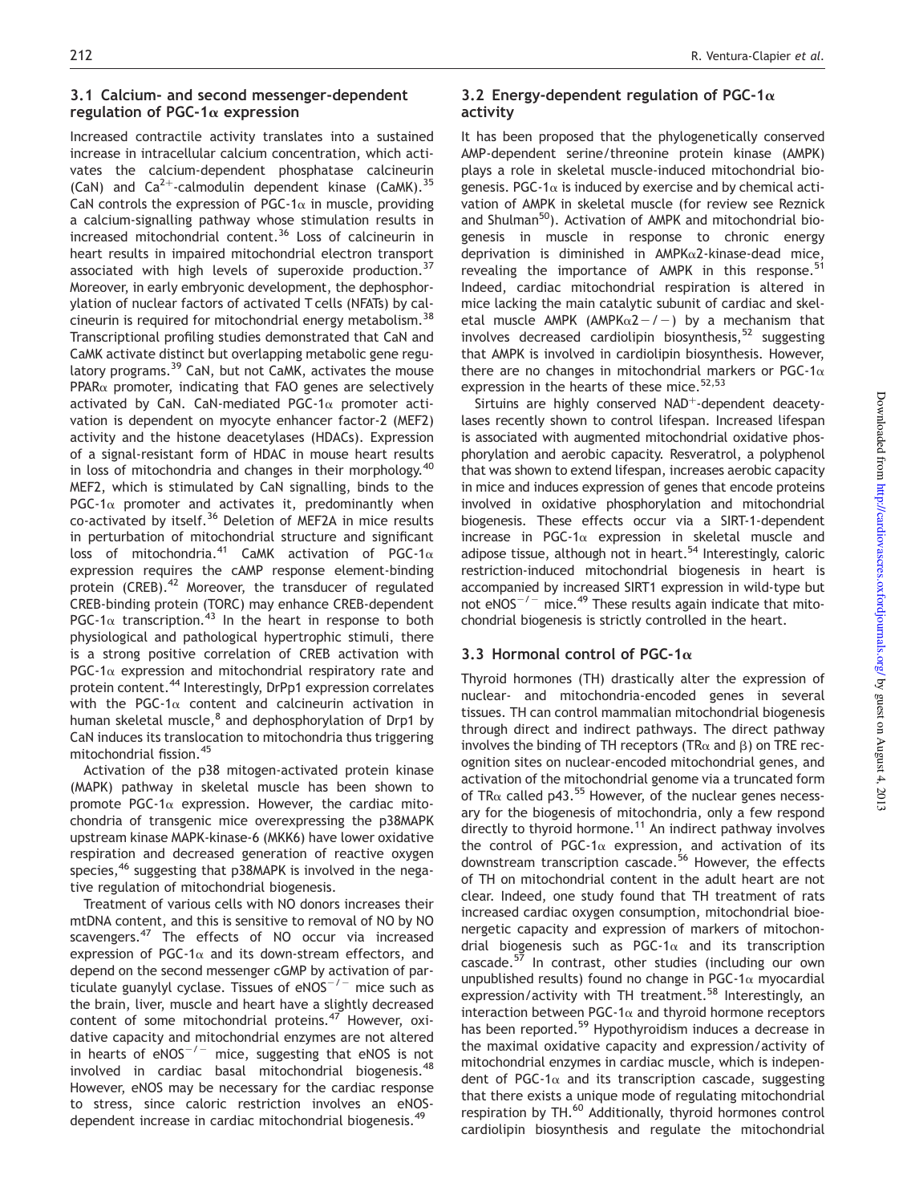### 3.1 Calcium- and second messenger-dependent regulation of PGC-1α expression

Increased contractile activity translates into a sustained increase in intracellular calcium concentration, which activates the calcium-dependent phosphatase calcineurin (CaN) and $Ca^{2+}$-calmodulin dependent kinase (CaMK).[35] CaN controls the expression of PGC-1α in muscle, providing a calcium-signalling pathway whose stimulation results in increased mitochondrial content.[36] Loss of calcineurin in heart results in impaired mitochondrial electron transport associated with high levels of superoxide production.[37] Moreover, in early embryonic development, the dephosphorylation of nuclear factors of activated T cells (NFATs) by calcineurin is required for mitochondrial energy metabolism.[38] Transcriptional profiling studies demonstrated that CaN and CaMK activate distinct but overlapping metabolic gene regulatory programs.[39] CaN, but not CaMK, activates the mouse PPARα promoter, indicating that FAO genes are selectively activated by CaN. CaN-mediated PGC-1α promoter activation is dependent on myocyte enhancer factor-2 (MEF2) activity and the histone deacetylases (HDACs). Expression of a signal-resistant form of HDAC in mouse heart results in loss of mitochondria and changes in their morphology.[40] MEF2, which is stimulated by CaN signalling, binds to the PGC-1α promoter and activates it, predominantly when co-activated by itself.[36] Deletion of MEF2A in mice results in perturbation of mitochondrial structure and significant loss of mitochondria.[41] CaMK activation of PGC-1α expression requires the cAMP response element-binding protein (CREB).[42] Moreover, the transducer of regulated CREB-binding protein (TORC) may enhance CREB-dependent PGC-1α transcription.[43] In the heart in response to both physiological and pathological hypertrophic stimuli, there is a strong positive correlation of CREB activation with PGC-1α expression and mitochondrial respiratory rate and protein content.[44] Interestingly, DrPp1 expression correlates with the PGC-1α content and calcineurin activation in human skeletal muscle,[8] and dephosphorylation of Drp1 by CaN induces its translocation to mitochondria thus triggering mitochondrial fission.[45]

Activation of the p38 mitogen-activated protein kinase (MAPK) pathway in skeletal muscle has been shown to promote PGC-1α expression. However, the cardiac mitochondria of transgenic mice overexpressing the p38MAPK upstream kinase MAPK-kinase-6 (MKK6) have lower oxidative respiration and decreased generation of reactive oxygen species,[46] suggesting that p38MAPK is involved in the negative regulation of mitochondrial biogenesis.

Treatment of various cells with NO donors increases their mtDNA content, and this is sensitive to removal of NO by NO scavengers.[47] The effects of NO occur via increased expression of PGC-1α and its down-stream effectors, and depend on the second messenger cGMP by activation of particulate guanylyl cyclase. Tissues of $eNOS^{-/-}$ mice such as the brain, liver, muscle and heart have a slightly decreased content of some mitochondrial proteins.[47] However, oxidative capacity and mitochondrial enzymes are not altered in hearts of $eNOS^{-/-}$ mice, suggesting that eNOS is not involved in cardiac basal mitochondrial biogenesis.[48] However, eNOS may be necessary for the cardiac response to stress, since caloric restriction involves an eNOS-dependent increase in cardiac mitochondrial biogenesis.[49]

### 3.2 Energy-dependent regulation of PGC-1α activity

It has been proposed that the phylogenetically conserved AMP-dependent serine/threonine protein kinase (AMPK) plays a role in skeletal muscle-induced mitochondrial biogenesis. PGC-1α is induced by exercise and by chemical activation of AMPK in skeletal muscle (for review see Reznick and Shulman[50]). Activation of AMPK and mitochondrial biogenesis in muscle in response to chronic energy deprivation is diminished in AMPKα2-kinase-dead mice, revealing the importance of AMPK in this response.[51] Indeed, cardiac mitochondrial respiration is altered in mice lacking the main catalytic subunit of cardiac and skeletal muscle AMPK (AMPKα2−/−) by a mechanism that involves decreased cardiolipin biosynthesis,[52] suggesting that AMPK is involved in cardiolipin biosynthesis. However, there are no changes in mitochondrial markers or PGC-1α expression in the hearts of these mice.[52,53]

Sirtuins are highly conserved $NAD^{+}$-dependent deacetylases recently shown to control lifespan. Increased lifespan is associated with augmented mitochondrial oxidative phosphorylation and aerobic capacity. Resveratrol, a polyphenol that was shown to extend lifespan, increases aerobic capacity in mice and induces expression of genes that encode proteins involved in oxidative phosphorylation and mitochondrial biogenesis. These effects occur via a SIRT-1-dependent increase in PGC-1α expression in skeletal muscle and adipose tissue, although not in heart.[54] Interestingly, caloric restriction-induced mitochondrial biogenesis in heart is accompanied by increased SIRT1 expression in wild-type but not $eNOS^{-/-}$ mice.[49] These results again indicate that mitochondrial biogenesis is strictly controlled in the heart.

### 3.3 Hormonal control of PGC-1α

Thyroid hormones (TH) drastically alter the expression of nuclear- and mitochondria-encoded genes in several tissues. TH can control mammalian mitochondrial biogenesis through direct and indirect pathways. The direct pathway involves the binding of TH receptors (TRα and β) on TRE recognition sites on nuclear-encoded mitochondrial genes, and activation of the mitochondrial genome via a truncated form of TRα called p43.[55] However, of the nuclear genes necessary for the biogenesis of mitochondria, only a few respond directly to thyroid hormone.[11] An indirect pathway involves the control of PGC-1α expression, and activation of its downstream transcription cascade.[56] However, the effects of TH on mitochondrial content in the adult heart are not clear. Indeed, one study found that TH treatment of rats increased cardiac oxygen consumption, mitochondrial bioenergetic capacity and expression of markers of mitochondrial biogenesis such as PGC-1α and its transcription cascade.[57] In contrast, other studies (including our own unpublished results) found no change in PGC-1α myocardial expression/activity with TH treatment.[58] Interestingly, an interaction between PGC-1α and thyroid hormone receptors has been reported.[59] Hypothyroidism induces a decrease in the maximal oxidative capacity and expression/activity of mitochondrial enzymes in cardiac muscle, which is independent of PGC-1α and its transcription cascade, suggesting that there exists a unique mode of regulating mitochondrial respiration by TH.[60] Additionally, thyroid hormones control cardiolipin biosynthesis and regulate the mitochondrial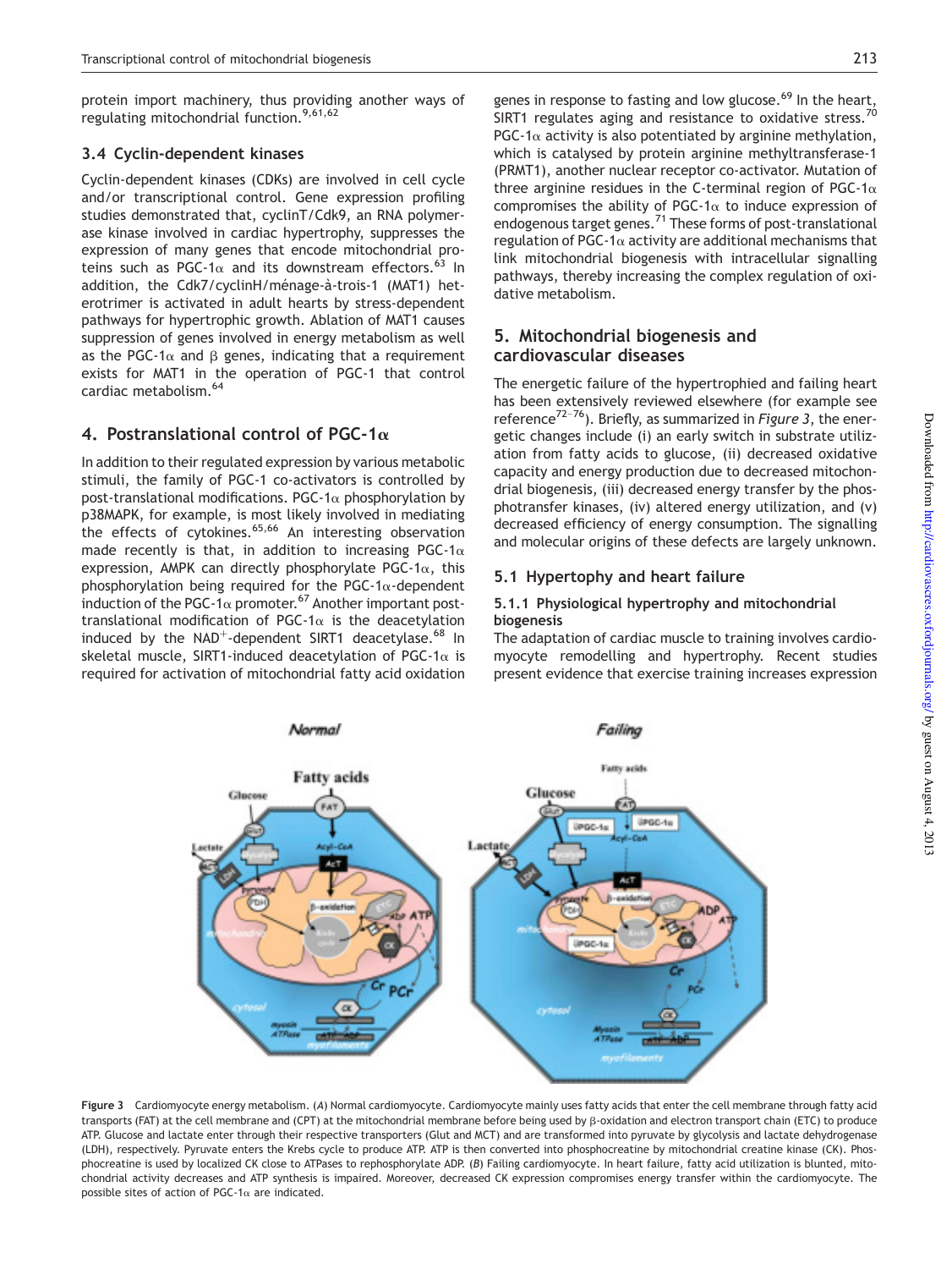protein import machinery, thus providing another ways of regulating mitochondrial function.[9,61,62]

### 3.4 Cyclin-dependent kinases

Cyclin-dependent kinases (CDKs) are involved in cell cycle and/or transcriptional control. Gene expression profiling studies demonstrated that, cyclinT/Cdk9, an RNA polymerase kinase involved in cardiac hypertrophy, suppresses the expression of many genes that encode mitochondrial proteins such as PGC-1α and its downstream effectors.[63] In addition, the Cdk7/cyclinH/ménage-à-trois-1 (MAT1) heterotrimer is activated in adult hearts by stress-dependent pathways for hypertrophic growth. Ablation of MAT1 causes suppression of genes involved in energy metabolism as well as the PGC-1α and β genes, indicating that a requirement exists for MAT1 in the operation of PGC-1 that control cardiac metabolism.[64]

## 4. Postranslational control of PGC-1α

In addition to their regulated expression by various metabolic stimuli, the family of PGC-1 co-activators is controlled by post-translational modifications. PGC-1α phosphorylation by p38MAPK, for example, is most likely involved in mediating the effects of cytokines.[65,66] An interesting observation made recently is that, in addition to increasing PGC-1α expression, AMPK can directly phosphorylate PGC-1α, this phosphorylation being required for the PGC-1α-dependent induction of the PGC-1α promoter.[67] Another important post-translational modification of PGC-1α is the deacetylation induced by the NAD$^+$-dependent SIRT1 deacetylase.[68] In skeletal muscle, SIRT1-induced deacetylation of PGC-1α is required for activation of mitochondrial fatty acid oxidation genes in response to fasting and low glucose.[69] In the heart, SIRT1 regulates aging and resistance to oxidative stress.[70] PGC-1α activity is also potentiated by arginine methylation, which is catalysed by protein arginine methyltransferase-1 (PRMT1), another nuclear receptor co-activator. Mutation of three arginine residues in the C-terminal region of PGC-1α compromises the ability of PGC-1α to induce expression of endogenous target genes.[71] These forms of post-translational regulation of PGC-1α activity are additional mechanisms that link mitochondrial biogenesis with intracellular signalling pathways, thereby increasing the complex regulation of oxidative metabolism.

## 5. Mitochondrial biogenesis and cardiovascular diseases

The energetic failure of the hypertrophied and failing heart has been extensively reviewed elsewhere (for example see reference[72–76]). Briefly, as summarized in *Figure 3*, the energetic changes include (i) an early switch in substrate utilization from fatty acids to glucose, (ii) decreased oxidative capacity and energy production due to decreased mitochondrial biogenesis, (iii) decreased energy transfer by the phosphotransfer kinases, (iv) altered energy utilization, and (v) decreased efficiency of energy consumption. The signalling and molecular origins of these defects are largely unknown.

### 5.1 Hypertophy and heart failure

#### 5.1.1 Physiological hypertrophy and mitochondrial biogenesis

The adaptation of cardiac muscle to training involves cardiomyocyte remodelling and hypertrophy. Recent studies present evidence that exercise training increases expression

**Figure 3** Cardiomyocyte energy metabolism. (*A*) Normal cardiomyocyte. Cardiomyocyte mainly uses fatty acids that enter the cell membrane through fatty acid transports (FAT) at the cell membrane and (CPT) at the mitochondrial membrane before being used by β-oxidation and electron transport chain (ETC) to produce ATP. Glucose and lactate enter through their respective transporters (Glut and MCT) and are transformed into pyruvate by glycolysis and lactate dehydrogenase (LDH), respectively. Pyruvate enters the Krebs cycle to produce ATP. ATP is then converted into phosphocreatine by mitochondrial creatine kinase (CK). Phosphocreatine is used by localized CK close to ATPases to rephosphorylate ADP. (*B*) Failing cardiomyocyte. In heart failure, fatty acid utilization is blunted, mitochondrial activity decreases and ATP synthesis is impaired. Moreover, decreased CK expression compromises energy transfer within the cardiomyocyte. The possible sites of action of PGC-1α are indicated.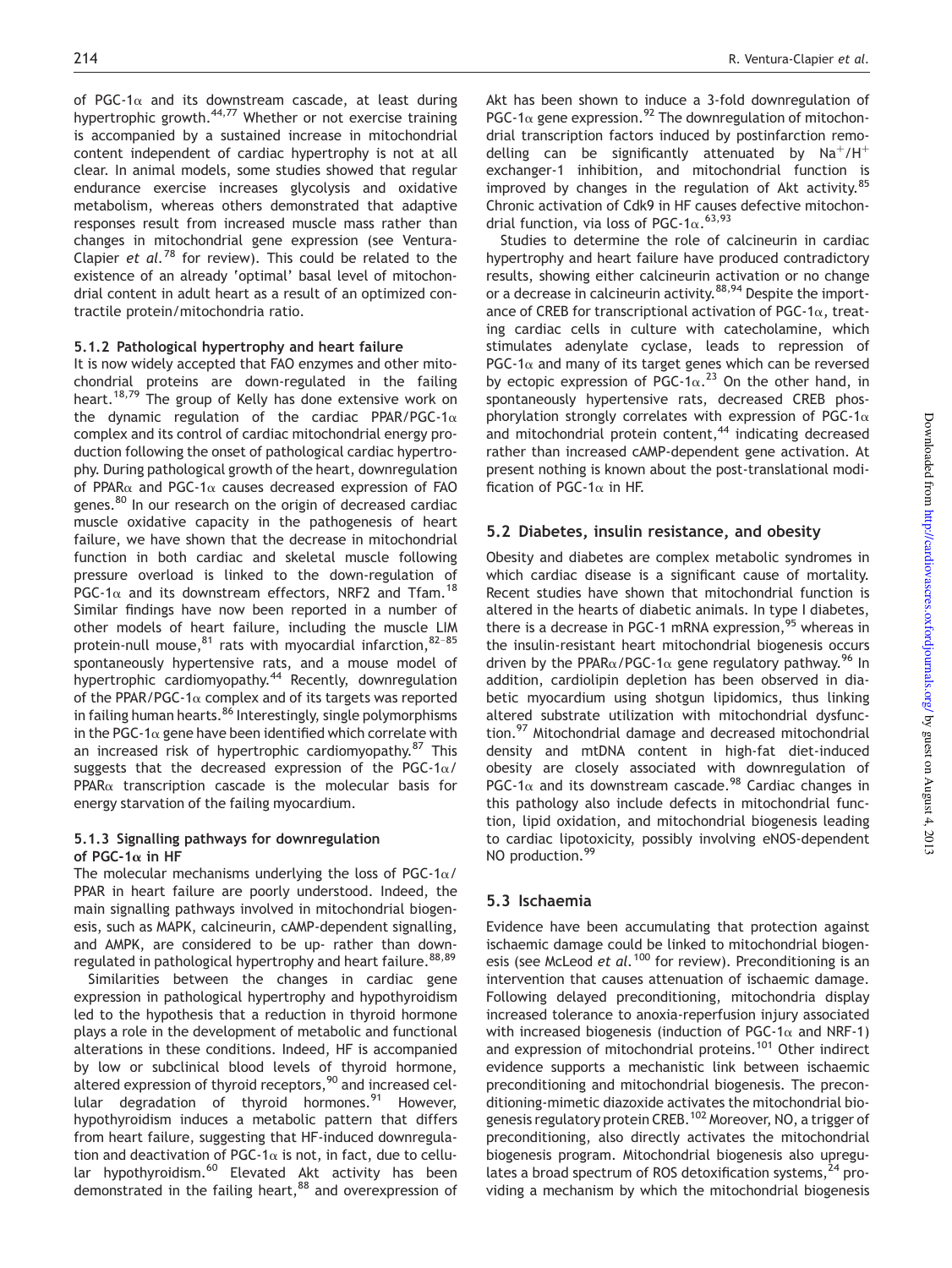of PGC-1α and its downstream cascade, at least during hypertrophic growth.[44,77] Whether or not exercise training is accompanied by a sustained increase in mitochondrial content independent of cardiac hypertrophy is not at all clear. In animal models, some studies showed that regular endurance exercise increases glycolysis and oxidative metabolism, whereas others demonstrated that adaptive responses result from increased muscle mass rather than changes in mitochondrial gene expression (see Ventura-Clapier *et al.*[78] for review). This could be related to the existence of an already 'optimal' basal level of mitochondrial content in adult heart as a result of an optimized contractile protein/mitochondria ratio.

#### 5.1.2 Pathological hypertrophy and heart failure

It is now widely accepted that FAO enzymes and other mitochondrial proteins are down-regulated in the failing heart.[18,79] The group of Kelly has done extensive work on the dynamic regulation of the cardiac PPAR/PGC-1α complex and its control of cardiac mitochondrial energy production following the onset of pathological cardiac hypertrophy. During pathological growth of the heart, downregulation of PPARα and PGC-1α causes decreased expression of FAO genes.[80] In our research on the origin of decreased cardiac muscle oxidative capacity in the pathogenesis of heart failure, we have shown that the decrease in mitochondrial function in both cardiac and skeletal muscle following pressure overload is linked to the down-regulation of PGC-1α and its downstream effectors, NRF2 and Tfam.[18] Similar findings have now been reported in a number of other models of heart failure, including the muscle LIM protein-null mouse,[81] rats with myocardial infarction,[82–85] spontaneously hypertensive rats, and a mouse model of hypertrophic cardiomyopathy.[44] Recently, downregulation of the PPAR/PGC-1α complex and of its targets was reported in failing human hearts.[86] Interestingly, single polymorphisms in the PGC-1α gene have been identified which correlate with an increased risk of hypertrophic cardiomyopathy.[87] This suggests that the decreased expression of the PGC-1α/PPARα transcription cascade is the molecular basis for energy starvation of the failing myocardium.

#### 5.1.3 Signalling pathways for downregulation of PGC-1α in HF

The molecular mechanisms underlying the loss of PGC-1α/PPAR in heart failure are poorly understood. Indeed, the main signalling pathways involved in mitochondrial biogenesis, such as MAPK, calcineurin, cAMP-dependent signalling, and AMPK, are considered to be up- rather than downregulated in pathological hypertrophy and heart failure.[88,89]

Similarities between the changes in cardiac gene expression in pathological hypertrophy and hypothyroidism led to the hypothesis that a reduction in thyroid hormone plays a role in the development of metabolic and functional alterations in these conditions. Indeed, HF is accompanied by low or subclinical blood levels of thyroid hormone, altered expression of thyroid receptors,[90] and increased cellular degradation of thyroid hormones.[91] However, hypothyroidism induces a metabolic pattern that differs from heart failure, suggesting that HF-induced downregulation and deactivation of PGC-1α is not, in fact, due to cellular hypothyroidism.[60] Elevated Akt activity has been demonstrated in the failing heart,[88] and overexpression of Akt has been shown to induce a 3-fold downregulation of PGC-1α gene expression.[92] The downregulation of mitochondrial transcription factors induced by postinfarction remodelling can be significantly attenuated by $Na^+/H^+$ exchanger-1 inhibition, and mitochondrial function is improved by changes in the regulation of Akt activity.[85] Chronic activation of Cdk9 in HF causes defective mitochondrial function, via loss of PGC-1α.[63,93]

Studies to determine the role of calcineurin in cardiac hypertrophy and heart failure have produced contradictory results, showing either calcineurin activation or no change or a decrease in calcineurin activity.[88,94] Despite the importance of CREB for transcriptional activation of PGC-1α, treating cardiac cells in culture with catecholamine, which stimulates adenylate cyclase, leads to repression of PGC-1α and many of its target genes which can be reversed by ectopic expression of PGC-1α.[23] On the other hand, in spontaneously hypertensive rats, decreased CREB phosphorylation strongly correlates with expression of PGC-1α and mitochondrial protein content,[44] indicating decreased rather than increased cAMP-dependent gene activation. At present nothing is known about the post-translational modification of PGC-1α in HF.

### 5.2 Diabetes, insulin resistance, and obesity

Obesity and diabetes are complex metabolic syndromes in which cardiac disease is a significant cause of mortality. Recent studies have shown that mitochondrial function is altered in the hearts of diabetic animals. In type I diabetes, there is a decrease in PGC-1 mRNA expression,[95] whereas in the insulin-resistant heart mitochondrial biogenesis occurs driven by the PPARα/PGC-1α gene regulatory pathway.[96] In addition, cardiolipin depletion has been observed in diabetic myocardium using shotgun lipidomics, thus linking altered substrate utilization with mitochondrial dysfunction.[97] Mitochondrial damage and decreased mitochondrial density and mtDNA content in high-fat diet-induced obesity are closely associated with downregulation of PGC-1α and its downstream cascade.[98] Cardiac changes in this pathology also include defects in mitochondrial function, lipid oxidation, and mitochondrial biogenesis leading to cardiac lipotoxicity, possibly involving eNOS-dependent NO production.[99]

### 5.3 Ischaemia

Evidence have been accumulating that protection against ischaemic damage could be linked to mitochondrial biogenesis (see McLeod *et al.*[100] for review). Preconditioning is an intervention that causes attenuation of ischaemic damage. Following delayed preconditioning, mitochondria display increased tolerance to anoxia-reperfusion injury associated with increased biogenesis (induction of PGC-1α and NRF-1) and expression of mitochondrial proteins.[101] Other indirect evidence supports a mechanistic link between ischaemic preconditioning and mitochondrial biogenesis. The preconditioning-mimetic diazoxide activates the mitochondrial biogenesis regulatory protein CREB.[102] Moreover, NO, a trigger of preconditioning, also directly activates the mitochondrial biogenesis program. Mitochondrial biogenesis also upregulates a broad spectrum of ROS detoxification systems,[24] providing a mechanism by which the mitochondrial biogenesis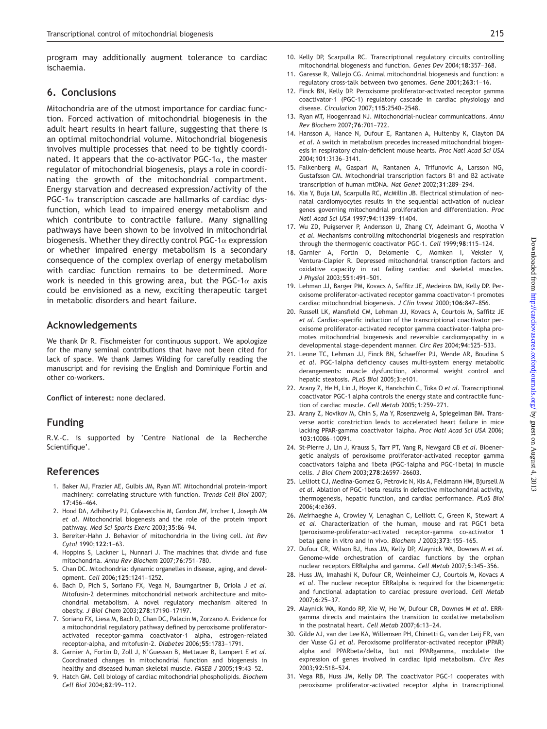program may additionally augment tolerance to cardiac ischaemia.

## 6. Conclusions

Mitochondria are of the utmost importance for cardiac function. Forced activation of mitochondrial biogenesis in the adult heart results in heart failure, suggesting that there is an optimal mitochondrial volume. Mitochondrial biogenesis involves multiple processes that need to be tightly coordinated. It appears that the co-activator PGC-1$\alpha$, the master regulator of mitochondrial biogenesis, plays a role in coordinating the growth of the mitochondrial compartment. Energy starvation and decreased expression/activity of the PGC-1$\alpha$ transcription cascade are hallmarks of cardiac dysfunction, which lead to impaired energy metabolism and which contribute to contractile failure. Many signalling pathways have been shown to be involved in mitochondrial biogenesis. Whether they directly control PGC-1$\alpha$ expression or whether impaired energy metabolism is a secondary consequence of the complex overlap of energy metabolism with cardiac function remains to be determined. More work is needed in this growing area, but the PGC-1$\alpha$ axis could be envisioned as a new, exciting therapeutic target in metabolic disorders and heart failure.

## Acknowledgements

We thank Dr R. Fischmeister for continuous support. We apologize for the many seminal contributions that have not been cited for lack of space. We thank James Wilding for carefully reading the manuscript and for revising the English and Dominique Fortin and other co-workers.

**Conflict of interest:** none declared.

## Funding

R.V.-C. is supported by 'Centre National de la Recherche Scientifique'.

## References

1. Baker MJ, Frazier AE, Gulbis JM, Ryan MT. Mitochondrial protein-import machinery: correlating structure with function. *Trends Cell Biol* 2007; **17**:456–464.
2. Hood DA, Adhihetty PJ, Colavecchia M, Gordon JW, Irrcher I, Joseph AM *et al*. Mitochondrial biogenesis and the role of the protein import pathway. *Med Sci Sports Exerc* 2003;**35**:86–94.
3. Bereiter-Hahn J. Behavior of mitochondria in the living cell. *Int Rev Cytol* 1990;**122**:1–63.
4. Hoppins S, Lackner L, Nunnari J. The machines that divide and fuse mitochondria. *Annu Rev Biochem* 2007;**76**:751–780.
5. Chan DC. Mitochondria: dynamic organelles in disease, aging, and development. *Cell* 2006;**125**:1241–1252.
6. Bach D, Pich S, Soriano FX, Vega N, Baumgartner B, Oriola J *et al*. Mitofusin-2 determines mitochondrial network architecture and mitochondrial metabolism. A novel regulatory mechanism altered in obesity. *J Biol Chem* 2003;**278**:17190–17197.
7. Soriano FX, Liesa M, Bach D, Chan DC, Palacin M, Zorzano A. Evidence for a mitochondrial regulatory pathway defined by peroxisome proliferator-activated receptor-gamma coactivator-1 alpha, estrogen-related receptor-alpha, and mitofusin-2. *Diabetes* 2006;**55**:1783–1791.
8. Garnier A, Fortin D, Zoll J, N'Guessan B, Mettauer B, Lampert E *et al*. Coordinated changes in mitochondrial function and biogenesis in healthy and diseased human skeletal muscle. *FASEB J* 2005;**19**:43–52.
9. Hatch GM. Cell biology of cardiac mitochondrial phospholipids. *Biochem Cell Biol* 2004;**82**:99–112.
10. Kelly DP, Scarpulla RC. Transcriptional regulatory circuits controlling mitochondrial biogenesis and function. *Genes Dev* 2004;**18**:357–368.
11. Garesse R, Vallejo CG. Animal mitochondrial biogenesis and function: a regulatory cross-talk between two genomes. *Gene* 2001;**263**:1–16.
12. Finck BN, Kelly DP. Peroxisome proliferator-activated receptor gamma coactivator-1 (PGC-1) regulatory cascade in cardiac physiology and disease. *Circulation* 2007;**115**:2540–2548.
13. Ryan MT, Hoogenraad NJ. Mitochondrial-nuclear communications. *Annu Rev Biochem* 2007;**76**:701–722.
14. Hansson A, Hance N, Dufour E, Rantanen A, Hultenby K, Clayton DA *et al*. A switch in metabolism precedes increased mitochondrial biogenesis in respiratory chain-deficient mouse hearts. *Proc Natl Acad Sci USA* 2004;**101**:3136–3141.
15. Falkenberg M, Gaspari M, Rantanen A, Trifunovic A, Larsson NG, Gustafsson CM. Mitochondrial transcription factors B1 and B2 activate transcription of human mtDNA. *Nat Genet* 2002;**31**:289–294.
16. Xia Y, Buja LM, Scarpulla RC, McMillin JB. Electrical stimulation of neonatal cardiomyocytes results in the sequential activation of nuclear genes governing mitochondrial proliferation and differentiation. *Proc Natl Acad Sci USA* 1997;**94**:11399–11404.
17. Wu ZD, Puigserver P, Andersson U, Zhang CY, Adelmant G, Mootha V *et al*. Mechanisms controlling mitochondrial biogenesis and respiration through the thermogenic coactivator PGC-1. *Cell* 1999;**98**:115–124.
18. Garnier A, Fortin D, Delomenie C, Momken I, Veksler V, Ventura-Clapier R. Depressed mitochondrial transcription factors and oxidative capacity in rat failing cardiac and skeletal muscles. *J Physiol* 2003;**551**:491–501.
19. Lehman JJ, Barger PM, Kovacs A, Saffitz JE, Medeiros DM, Kelly DP. Peroxisome proliferator-activated receptor gamma coactivator-1 promotes cardiac mitochondrial biogenesis. *J Clin Invest* 2000;**106**:847–856.
20. Russell LK, Mansfield CM, Lehman JJ, Kovacs A, Courtois M, Saffitz JE *et al*. Cardiac-specific induction of the transcriptional coactivator peroxisome proliferator-activated receptor gamma coactivator-1alpha promotes mitochondrial biogenesis and reversible cardiomyopathy in a developmental stage-dependent manner. *Circ Res* 2004;**94**:525–533.
21. Leone TC, Lehman JJ, Finck BN, Schaeffer PJ, Wende AR, Boudina S *et al*. PGC-1alpha deficiency causes multi-system energy metabolic derangements: muscle dysfunction, abnormal weight control and hepatic steatosis. *PLoS Biol* 2005;**3**:e101.
22. Arany Z, He H, Lin J, Hoyer K, Handschin C, Toka O *et al*. Transcriptional coactivator PGC-1 alpha controls the energy state and contractile function of cardiac muscle. *Cell Metab* 2005;**1**:259–271.
23. Arany Z, Novikov M, Chin S, Ma Y, Rosenzweig A, Spiegelman BM. Transverse aortic constriction leads to accelerated heart failure in mice lacking PPAR-gamma coactivator 1alpha. *Proc Natl Acad Sci USA* 2006; **103**:10086–10091.
24. St-Pierre J, Lin J, Krauss S, Tarr PT, Yang R, Newgard CB *et al*. Bioenergetic analysis of peroxisome proliferator-activated receptor gamma coactivators 1alpha and 1beta (PGC-1alpha and PGC-1beta) in muscle cells. *J Biol Chem* 2003;**278**:26597–26603.
25. Lelliott CJ, Medina-Gomez G, Petrovic N, Kis A, Feldmann HM, Bjursell M *et al*. Ablation of PGC-1beta results in defective mitochondrial activity, thermogenesis, hepatic function, and cardiac performance. *PLoS Biol* 2006;**4**:e369.
26. Meirhaeghe A, Crowley V, Lenaghan C, Lelliott C, Green K, Stewart A *et al*. Characterization of the human, mouse and rat PGC1 beta (peroxisome-proliferator-activated receptor-gamma co-activator 1 beta) gene in vitro and in vivo. *Biochem J* 2003;**373**:155–165.
27. Dufour CR, Wilson BJ, Huss JM, Kelly DP, Alaynick WA, Downes M *et al*. Genome-wide orchestration of cardiac functions by the orphan nuclear receptors ERRalpha and gamma. *Cell Metab* 2007;**5**:345–356.
28. Huss JM, Imahashi K, Dufour CR, Weinheimer CJ, Courtois M, Kovacs A *et al*. The nuclear receptor ERRalpha is required for the bioenergetic and functional adaptation to cardiac pressure overload. *Cell Metab* 2007;**6**:25–37.
29. Alaynick WA, Kondo RP, Xie W, He W, Dufour CR, Downes M *et al*. ERRgamma directs and maintains the transition to oxidative metabolism in the postnatal heart. *Cell Metab* 2007;**6**:13–24.
30. Gilde AJ, van der Lee KA, Willemsen PH, Chinetti G, van der Leij FR, van der Vusse GJ *et al*. Peroxisome proliferator-activated receptor (PPAR) alpha and PPARbeta/delta, but not PPARgamma, modulate the expression of genes involved in cardiac lipid metabolism. *Circ Res* 2003;**92**:518–524.
31. Vega RB, Huss JM, Kelly DP. The coactivator PGC-1 cooperates with peroxisome proliferator-activated receptor alpha in transcriptional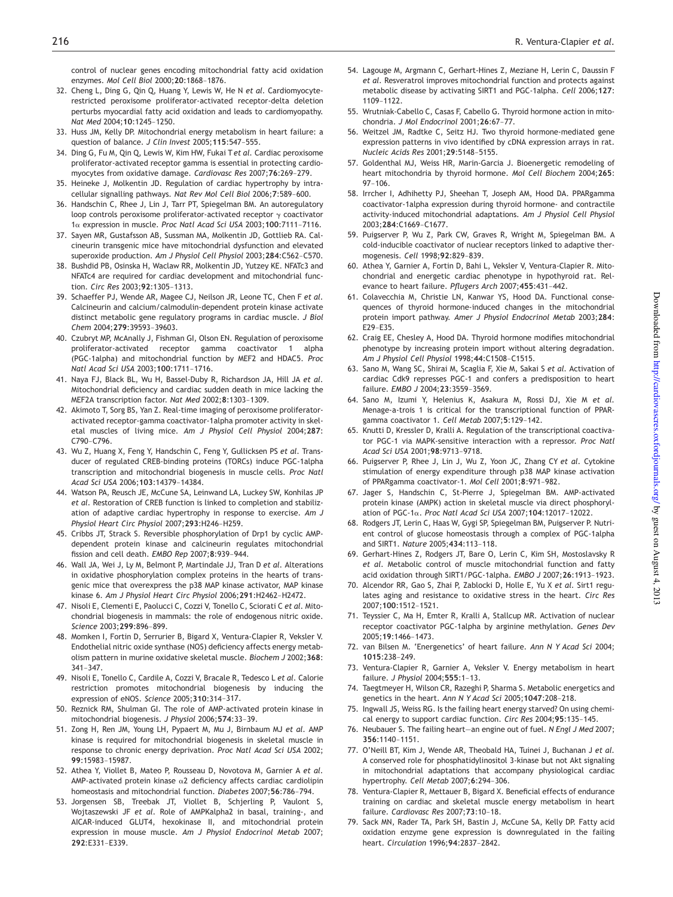control of nuclear genes encoding mitochondrial fatty acid oxidation enzymes. *Mol Cell Biol* 2000;**20**:1868–1876.

32. Cheng L, Ding G, Qin Q, Huang Y, Lewis W, He N *et al*. Cardiomyocyte-restricted peroxisome proliferator-activated receptor-delta deletion perturbs myocardial fatty acid oxidation and leads to cardiomyopathy. *Nat Med* 2004;**10**:1245–1250.
33. Huss JM, Kelly DP. Mitochondrial energy metabolism in heart failure: a question of balance. *J Clin Invest* 2005;**115**:547–555.
34. Ding G, Fu M, Qin Q, Lewis W, Kim HW, Fukai T *et al*. Cardiac peroxisome proliferator-activated receptor gamma is essential in protecting cardiomyocytes from oxidative damage. *Cardiovasc Res* 2007;**76**:269–279.
35. Heineke J, Molkentin JD. Regulation of cardiac hypertrophy by intracellular signalling pathways. *Nat Rev Mol Cell Biol* 2006;**7**:589–600.
36. Handschin C, Rhee J, Lin J, Tarr PT, Spiegelman BM. An autoregulatory loop controls peroxisome proliferator-activated receptor $\gamma$ coactivator $1\alpha$ expression in muscle. *Proc Natl Acad Sci USA* 2003;**100**:7111–7116.
37. Sayen MR, Gustafsson AB, Sussman MA, Molkentin JD, Gottlieb RA. Calcineurin transgenic mice have mitochondrial dysfunction and elevated superoxide production. *Am J Physiol Cell Physiol* 2003;**284**:C562–C570.
38. Bushdid PB, Osinska H, Waclaw RR, Molkentin JD, Yutzey KE. NFATc3 and NFATc4 are required for cardiac development and mitochondrial function. *Circ Res* 2003;**92**:1305–1313.
39. Schaeffer PJ, Wende AR, Magee CJ, Neilson JR, Leone TC, Chen F *et al*. Calcineurin and calcium/calmodulin-dependent protein kinase activate distinct metabolic gene regulatory programs in cardiac muscle. *J Biol Chem* 2004;**279**:39593–39603.
40. Czubryt MP, McAnally J, Fishman GI, Olson EN. Regulation of peroxisome proliferator-activated receptor gamma coactivator 1 alpha (PGC-1alpha) and mitochondrial function by MEF2 and HDAC5. *Proc Natl Acad Sci USA* 2003;**100**:1711–1716.
41. Naya FJ, Black BL, Wu H, Bassel-Duby R, Richardson JA, Hill JA *et al*. Mitochondrial deficiency and cardiac sudden death in mice lacking the MEF2A transcription factor. *Nat Med* 2002;**8**:1303–1309.
42. Akimoto T, Sorg BS, Yan Z. Real-time imaging of peroxisome proliferator-activated receptor-gamma coactivator-1alpha promoter activity in skeletal muscles of living mice. *Am J Physiol Cell Physiol* 2004;**287**: C790–C796.
43. Wu Z, Huang X, Feng Y, Handschin C, Feng Y, Gullicksen PS *et al*. Transducer of regulated CREB-binding proteins (TORCs) induce PGC-1alpha transcription and mitochondrial biogenesis in muscle cells. *Proc Natl Acad Sci USA* 2006;**103**:14379–14384.
44. Watson PA, Reusch JE, McCune SA, Leinwand LA, Luckey SW, Konhilas JP *et al*. Restoration of CREB function is linked to completion and stabilization of adaptive cardiac hypertrophy in response to exercise. *Am J Physiol Heart Circ Physiol* 2007;**293**:H246–H259.
45. Cribbs JT, Strack S. Reversible phosphorylation of Drp1 by cyclic AMP-dependent protein kinase and calcineurin regulates mitochondrial fission and cell death. *EMBO Rep* 2007;**8**:939–944.
46. Wall JA, Wei J, Ly M, Belmont P, Martindale JJ, Tran D *et al*. Alterations in oxidative phosphorylation complex proteins in the hearts of transgenic mice that overexpress the p38 MAP kinase activator, MAP kinase kinase 6. *Am J Physiol Heart Circ Physiol* 2006;**291**:H2462–H2472.
47. Nisoli E, Clementi E, Paolucci C, Cozzi V, Tonello C, Sciorati C *et al*. Mitochondrial biogenesis in mammals: the role of endogenous nitric oxide. *Science* 2003;**299**:896–899.
48. Momken I, Fortin D, Serrurier B, Bigard X, Ventura-Clapier R, Veksler V. Endothelial nitric oxide synthase (NOS) deficiency affects energy metabolism pattern in murine oxidative skeletal muscle. *Biochem J* 2002;**368**: 341–347.
49. Nisoli E, Tonello C, Cardile A, Cozzi V, Bracale R, Tedesco L *et al*. Calorie restriction promotes mitochondrial biogenesis by inducing the expression of eNOS. *Science* 2005;**310**:314–317.
50. Reznick RM, Shulman GI. The role of AMP-activated protein kinase in mitochondrial biogenesis. *J Physiol* 2006;**574**:33–39.
51. Zong H, Ren JM, Young LH, Pypaert M, Mu J, Birnbaum MJ *et al*. AMP kinase is required for mitochondrial biogenesis in skeletal muscle in response to chronic energy deprivation. *Proc Natl Acad Sci USA* 2002; **99**:15983–15987.
52. Athea Y, Viollet B, Mateo P, Rousseau D, Novotova M, Garnier A *et al*. AMP-activated protein kinase $\alpha 2$ deficiency affects cardiac cardiolipin homeostasis and mitochondrial function. *Diabetes* 2007;**56**:786–794.
53. Jorgensen SB, Treebak JT, Viollet B, Schjerling P, Vaulont S, Wojtaszewski JF *et al*. Role of AMPKalpha2 in basal, training-, and AICAR-induced GLUT4, hexokinase II, and mitochondrial protein expression in mouse muscle. *Am J Physiol Endocrinol Metab* 2007; **292**:E331–E339.
54. Lagouge M, Argmann C, Gerhart-Hines Z, Meziane H, Lerin C, Daussin F *et al*. Resveratrol improves mitochondrial function and protects against metabolic disease by activating SIRT1 and PGC-1alpha. *Cell* 2006;**127**: 1109–1122.
55. Wrutniak-Cabello C, Casas F, Cabello G. Thyroid hormone action in mitochondria. *J Mol Endocrinol* 2001;**26**:67–77.
56. Weitzel JM, Radtke C, Seitz HJ. Two thyroid hormone-mediated gene expression patterns in vivo identified by cDNA expression arrays in rat. *Nucleic Acids Res* 2001;**29**:5148–5155.
57. Goldenthal MJ, Weiss HR, Marin-Garcia J. Bioenergetic remodeling of heart mitochondria by thyroid hormone. *Mol Cell Biochem* 2004;**265**: 97–106.
58. Irrcher I, Adhihetty PJ, Sheehan T, Joseph AM, Hood DA. PPARgamma coactivator-1alpha expression during thyroid hormone- and contractile activity-induced mitochondrial adaptations. *Am J Physiol Cell Physiol* 2003;**284**:C1669–C1677.
59. Puigserver P, Wu Z, Park CW, Graves R, Wright M, Spiegelman BM. A cold-inducible coactivator of nuclear receptors linked to adaptive thermogenesis. *Cell* 1998;**92**:829–839.
60. Athea Y, Garnier A, Fortin D, Bahi L, Veksler V, Ventura-Clapier R. Mitochondrial and energetic cardiac phenotype in hypothyroid rat. Relevance to heart failure. *Pflugers Arch* 2007;**455**:431–442.
61. Colavecchia M, Christie LN, Kanwar YS, Hood DA. Functional consequences of thyroid hormone-induced changes in the mitochondrial protein import pathway. *Amer J Physiol Endocrinol Metab* 2003;**284**: E29–E35.
62. Craig EE, Chesley A, Hood DA. Thyroid hormone modifies mitochondrial phenotype by increasing protein import without altering degradation. *Am J Physiol Cell Physiol* 1998;**44**:C1508–C1515.
63. Sano M, Wang SC, Shirai M, Scaglia F, Xie M, Sakai S *et al*. Activation of cardiac Cdk9 represses PGC-1 and confers a predisposition to heart failure. *EMBO J* 2004;**23**:3559–3569.
64. Sano M, Izumi Y, Helenius K, Asakura M, Rossi DJ, Xie M *et al*. Menage-a-trois 1 is critical for the transcriptional function of PPARgamma coactivator 1. *Cell Metab* 2007;**5**:129–142.
65. Knutti D, Kressler D, Kralli A. Regulation of the transcriptional coactivator PGC-1 via MAPK-sensitive interaction with a repressor. *Proc Natl Acad Sci USA* 2001;**98**:9713–9718.
66. Puigserver P, Rhee J, Lin J, Wu Z, Yoon JC, Zhang CY *et al*. Cytokine stimulation of energy expenditure through p38 MAP kinase activation of PPARgamma coactivator-1. *Mol Cell* 2001;**8**:971–982.
67. Jager S, Handschin C, St-Pierre J, Spiegelman BM. AMP-activated protein kinase (AMPK) action in skeletal muscle via direct phosphorylation of PGC-$1\alpha$. *Proc Natl Acad Sci USA* 2007;**104**:12017–12022.
68. Rodgers JT, Lerin C, Haas W, Gygi SP, Spiegelman BM, Puigserver P. Nutrient control of glucose homeostasis through a complex of PGC-1alpha and SIRT1. *Nature* 2005;**434**:113–118.
69. Gerhart-Hines Z, Rodgers JT, Bare O, Lerin C, Kim SH, Mostoslavsky R *et al*. Metabolic control of muscle mitochondrial function and fatty acid oxidation through SIRT1/PGC-1alpha. *EMBO J* 2007;**26**:1913–1923.
70. Alcendor RR, Gao S, Zhai P, Zablocki D, Holle E, Yu X *et al*. Sirt1 regulates aging and resistance to oxidative stress in the heart. *Circ Res* 2007;**100**:1512–1521.
71. Teyssier C, Ma H, Emter R, Kralli A, Stallcup MR. Activation of nuclear receptor coactivator PGC-1alpha by arginine methylation. *Genes Dev* 2005;**19**:1466–1473.
72. van Bilsen M. 'Energenetics' of heart failure. *Ann N Y Acad Sci* 2004; **1015**:238–249.
73. Ventura-Clapier R, Garnier A, Veksler V. Energy metabolism in heart failure. *J Physiol* 2004;**555**:1–13.
74. Taegtmeyer H, Wilson CR, Razeghi P, Sharma S. Metabolic energetics and genetics in the heart. *Ann N Y Acad Sci* 2005;**1047**:208–218.
75. Ingwall JS, Weiss RG. Is the failing heart energy starved? On using chemical energy to support cardiac function. *Circ Res* 2004;**95**:135–145.
76. Neubauer S. The failing heart—an engine out of fuel. *N Engl J Med* 2007; **356**:1140–1151.
77. O'Neill BT, Kim J, Wende AR, Theobald HA, Tuinei J, Buchanan J *et al*. A conserved role for phosphatidylinositol 3-kinase but not Akt signaling in mitochondrial adaptations that accompany physiological cardiac hypertrophy. *Cell Metab* 2007;**6**:294–306.
78. Ventura-Clapier R, Mettauer B, Bigard X. Beneficial effects of endurance training on cardiac and skeletal muscle energy metabolism in heart failure. *Cardiovasc Res* 2007;**73**:10–18.
79. Sack MN, Rader TA, Park SH, Bastin J, McCune SA, Kelly DP. Fatty acid oxidation enzyme gene expression is downregulated in the failing heart. *Circulation* 1996;**94**:2837–2842.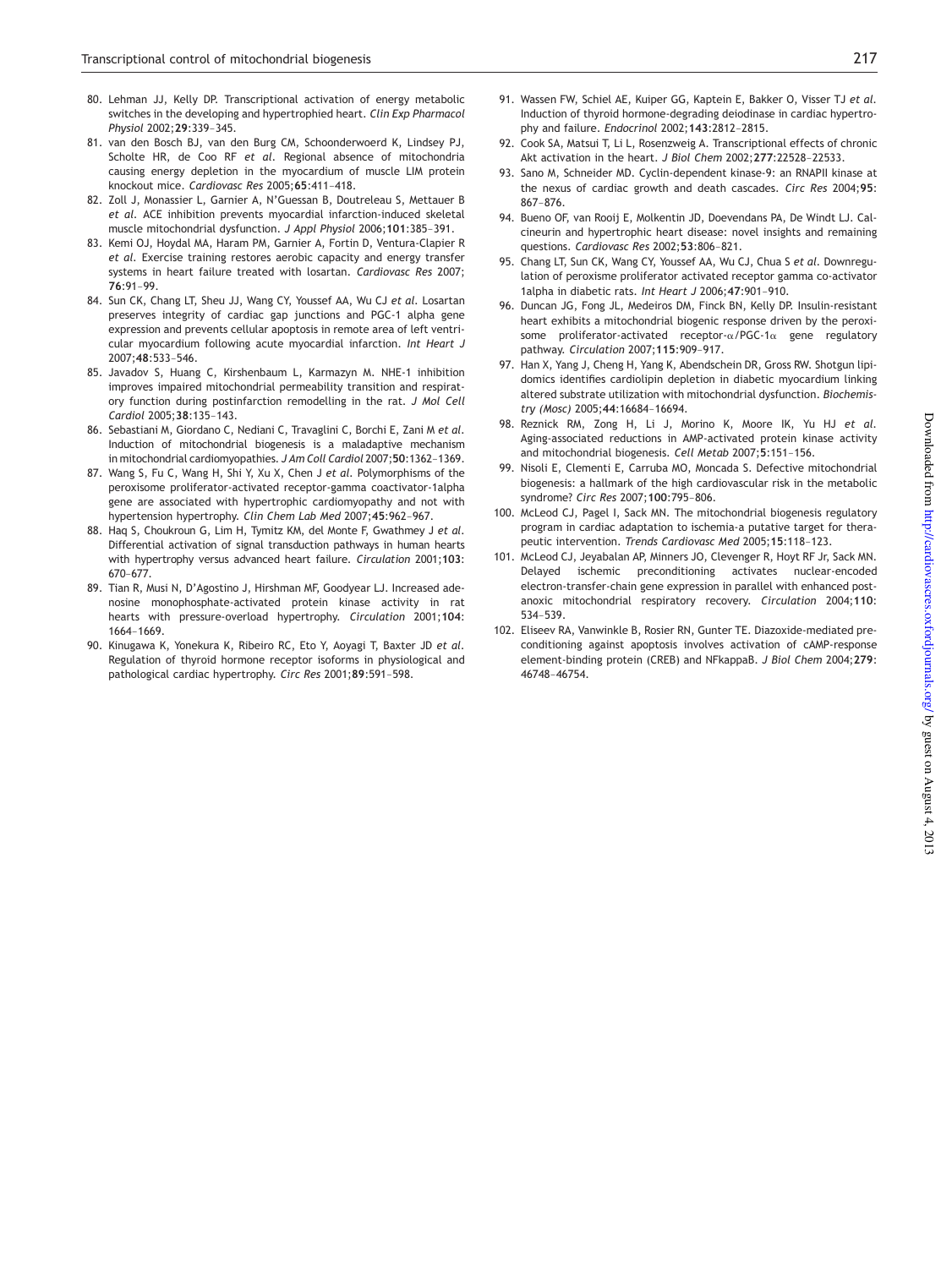80. Lehman JJ, Kelly DP. Transcriptional activation of energy metabolic switches in the developing and hypertrophied heart. *Clin Exp Pharmacol Physiol* 2002;**29**:339–345.
81. van den Bosch BJ, van den Burg CM, Schoonderwoerd K, Lindsey PJ, Scholte HR, de Coo RF *et al*. Regional absence of mitochondria causing energy depletion in the myocardium of muscle LIM protein knockout mice. *Cardiovasc Res* 2005;**65**:411–418.
82. Zoll J, Monassier L, Garnier A, N'Guessan B, Doutreleau S, Mettauer B *et al*. ACE inhibition prevents myocardial infarction-induced skeletal muscle mitochondrial dysfunction. *J Appl Physiol* 2006;**101**:385–391.
83. Kemi OJ, Hoydal MA, Haram PM, Garnier A, Fortin D, Ventura-Clapier R *et al*. Exercise training restores aerobic capacity and energy transfer systems in heart failure treated with losartan. *Cardiovasc Res* 2007; **76**:91–99.
84. Sun CK, Chang LT, Sheu JJ, Wang CY, Youssef AA, Wu CJ *et al*. Losartan preserves integrity of cardiac gap junctions and PGC-1 alpha gene expression and prevents cellular apoptosis in remote area of left ventricular myocardium following acute myocardial infarction. *Int Heart J* 2007;**48**:533–546.
85. Javadov S, Huang C, Kirshenbaum L, Karmazyn M. NHE-1 inhibition improves impaired mitochondrial permeability transition and respiratory function during postinfarction remodelling in the rat. *J Mol Cell Cardiol* 2005;**38**:135–143.
86. Sebastiani M, Giordano C, Nediani C, Travaglini C, Borchi E, Zani M *et al*. Induction of mitochondrial biogenesis is a maladaptive mechanism in mitochondrial cardiomyopathies. *J Am Coll Cardiol* 2007;**50**:1362–1369.
87. Wang S, Fu C, Wang H, Shi Y, Xu X, Chen J *et al*. Polymorphisms of the peroxisome proliferator-activated receptor-gamma coactivator-1alpha gene are associated with hypertrophic cardiomyopathy and not with hypertension hypertrophy. *Clin Chem Lab Med* 2007;**45**:962–967.
88. Haq S, Choukroun G, Lim H, Tymitz KM, del Monte F, Gwathmey J *et al*. Differential activation of signal transduction pathways in human hearts with hypertrophy versus advanced heart failure. *Circulation* 2001;**103**: 670–677.
89. Tian R, Musi N, D'Agostino J, Hirshman MF, Goodyear LJ. Increased adenosine monophosphate-activated protein kinase activity in rat hearts with pressure-overload hypertrophy. *Circulation* 2001;**104**: 1664–1669.
90. Kinugawa K, Yonekura K, Ribeiro RC, Eto Y, Aoyagi T, Baxter JD *et al*. Regulation of thyroid hormone receptor isoforms in physiological and pathological cardiac hypertrophy. *Circ Res* 2001;**89**:591–598.
91. Wassen FW, Schiel AE, Kuiper GG, Kaptein E, Bakker O, Visser TJ *et al*. Induction of thyroid hormone-degrading deiodinase in cardiac hypertrophy and failure. *Endocrinol* 2002;**143**:2812–2815.
92. Cook SA, Matsui T, Li L, Rosenzweig A. Transcriptional effects of chronic Akt activation in the heart. *J Biol Chem* 2002;**277**:22528–22533.
93. Sano M, Schneider MD. Cyclin-dependent kinase-9: an RNAPII kinase at the nexus of cardiac growth and death cascades. *Circ Res* 2004;**95**: 867–876.
94. Bueno OF, van Rooij E, Molkentin JD, Doevendans PA, De Windt LJ. Calcineurin and hypertrophic heart disease: novel insights and remaining questions. *Cardiovasc Res* 2002;**53**:806–821.
95. Chang LT, Sun CK, Wang CY, Youssef AA, Wu CJ, Chua S *et al*. Downregulation of peroxisme proliferator activated receptor gamma co-activator 1alpha in diabetic rats. *Int Heart J* 2006;**47**:901–910.
96. Duncan JG, Fong JL, Medeiros DM, Finck BN, Kelly DP. Insulin-resistant heart exhibits a mitochondrial biogenic response driven by the peroxisome proliferator-activated receptor-$\alpha$/PGC-1$\alpha$ gene regulatory pathway. *Circulation* 2007;**115**:909–917.
97. Han X, Yang J, Cheng H, Yang K, Abendschein DR, Gross RW. Shotgun lipidomics identifies cardiolipin depletion in diabetic myocardium linking altered substrate utilization with mitochondrial dysfunction. *Biochemistry (Mosc)* 2005;**44**:16684–16694.
98. Reznick RM, Zong H, Li J, Morino K, Moore IK, Yu HJ *et al*. Aging-associated reductions in AMP-activated protein kinase activity and mitochondrial biogenesis. *Cell Metab* 2007;**5**:151–156.
99. Nisoli E, Clementi E, Carruba MO, Moncada S. Defective mitochondrial biogenesis: a hallmark of the high cardiovascular risk in the metabolic syndrome? *Circ Res* 2007;**100**:795–806.
100. McLeod CJ, Pagel I, Sack MN. The mitochondrial biogenesis regulatory program in cardiac adaptation to ischemia-a putative target for therapeutic intervention. *Trends Cardiovasc Med* 2005;**15**:118–123.
101. McLeod CJ, Jeyabalan AP, Minners JO, Clevenger R, Hoyt RF Jr, Sack MN. Delayed ischemic preconditioning activates nuclear-encoded electron-transfer-chain gene expression in parallel with enhanced postanoxic mitochondrial respiratory recovery. *Circulation* 2004;**110**: 534–539.
102. Eliseev RA, Vanwinkle B, Rosier RN, Gunter TE. Diazoxide-mediated preconditioning against apoptosis involves activation of cAMP-response element-binding protein (CREB) and NFkappaB. *J Biol Chem* 2004;**279**: 46748–46754.